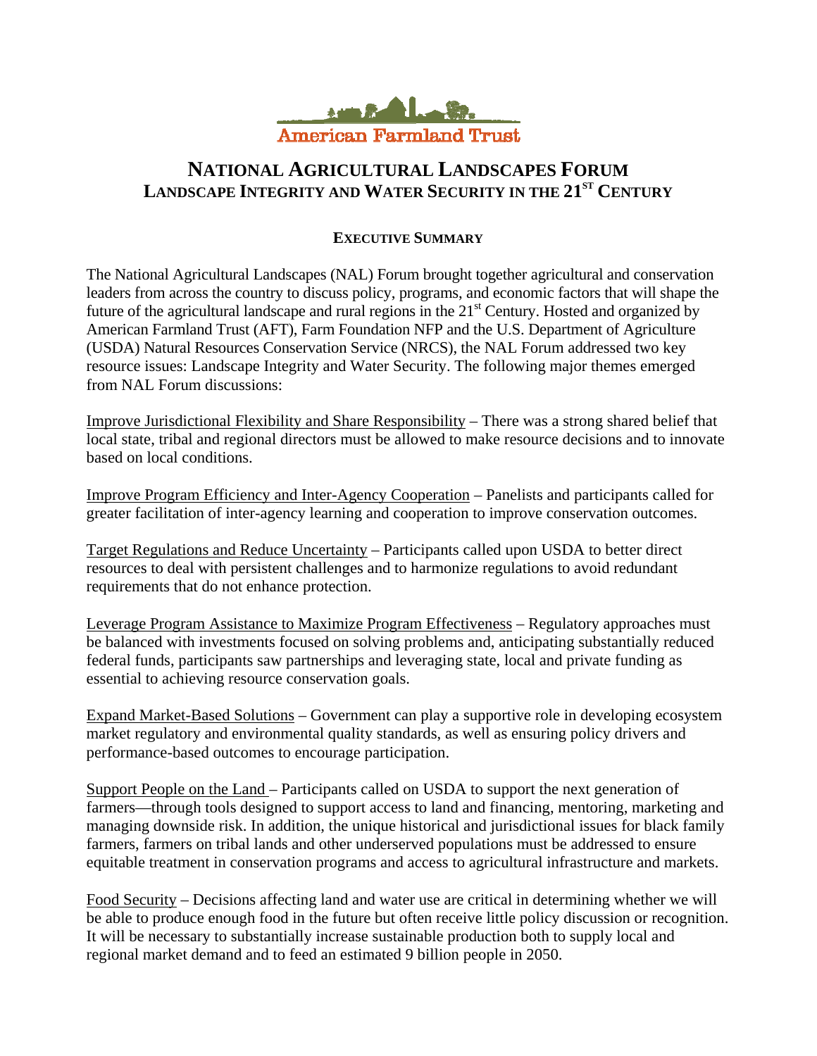American Farmland Trust

# NATIONAL AGRICULTURAL LANDSCAPES FORUM
## LANDSCAPE INTEGRITY AND WATER SECURITY IN THE 21ST CENTURY

### EXECUTIVE SUMMARY

The National Agricultural Landscapes (NAL) Forum brought together agricultural and conservation leaders from across the country to discuss policy, programs, and economic factors that will shape the future of the agricultural landscape and rural regions in the 21st Century. Hosted and organized by American Farmland Trust (AFT), Farm Foundation NFP and the U.S. Department of Agriculture (USDA) Natural Resources Conservation Service (NRCS), the NAL Forum addressed two key resource issues: Landscape Integrity and Water Security. The following major themes emerged from NAL Forum discussions:

Improve Jurisdictional Flexibility and Share Responsibility – There was a strong shared belief that local state, tribal and regional directors must be allowed to make resource decisions and to innovate based on local conditions.

Improve Program Efficiency and Inter-Agency Cooperation – Panelists and participants called for greater facilitation of inter-agency learning and cooperation to improve conservation outcomes.

Target Regulations and Reduce Uncertainty – Participants called upon USDA to better direct resources to deal with persistent challenges and to harmonize regulations to avoid redundant requirements that do not enhance protection.

Leverage Program Assistance to Maximize Program Effectiveness – Regulatory approaches must be balanced with investments focused on solving problems and, anticipating substantially reduced federal funds, participants saw partnerships and leveraging state, local and private funding as essential to achieving resource conservation goals.

Expand Market-Based Solutions – Government can play a supportive role in developing ecosystem market regulatory and environmental quality standards, as well as ensuring policy drivers and performance-based outcomes to encourage participation.

Support People on the Land – Participants called on USDA to support the next generation of farmers—through tools designed to support access to land and financing, mentoring, marketing and managing downside risk. In addition, the unique historical and jurisdictional issues for black family farmers, farmers on tribal lands and other underserved populations must be addressed to ensure equitable treatment in conservation programs and access to agricultural infrastructure and markets.

Food Security – Decisions affecting land and water use are critical in determining whether we will be able to produce enough food in the future but often receive little policy discussion or recognition. It will be necessary to substantially increase sustainable production both to supply local and regional market demand and to feed an estimated 9 billion people in 2050.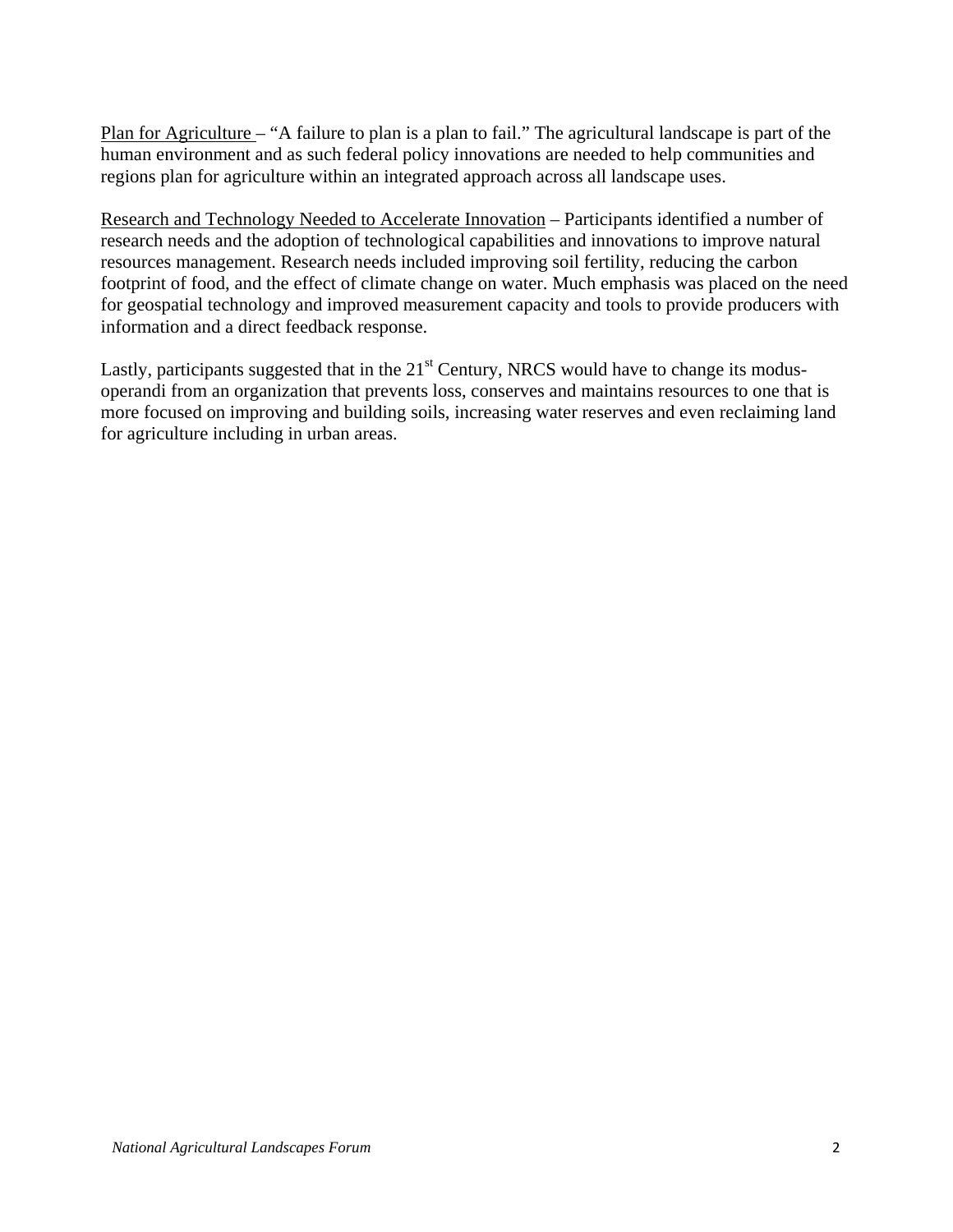<u>Plan for Agriculture</u> – “A failure to plan is a plan to fail.” The agricultural landscape is part of the human environment and as such federal policy innovations are needed to help communities and regions plan for agriculture within an integrated approach across all landscape uses.

<u>Research and Technology Needed to Accelerate Innovation</u> – Participants identified a number of research needs and the adoption of technological capabilities and innovations to improve natural resources management. Research needs included improving soil fertility, reducing the carbon footprint of food, and the effect of climate change on water. Much emphasis was placed on the need for geospatial technology and improved measurement capacity and tools to provide producers with information and a direct feedback response.

Lastly, participants suggested that in the 21st Century, NRCS would have to change its modus-operandi from an organization that prevents loss, conserves and maintains resources to one that is more focused on improving and building soils, increasing water reserves and even reclaiming land for agriculture including in urban areas.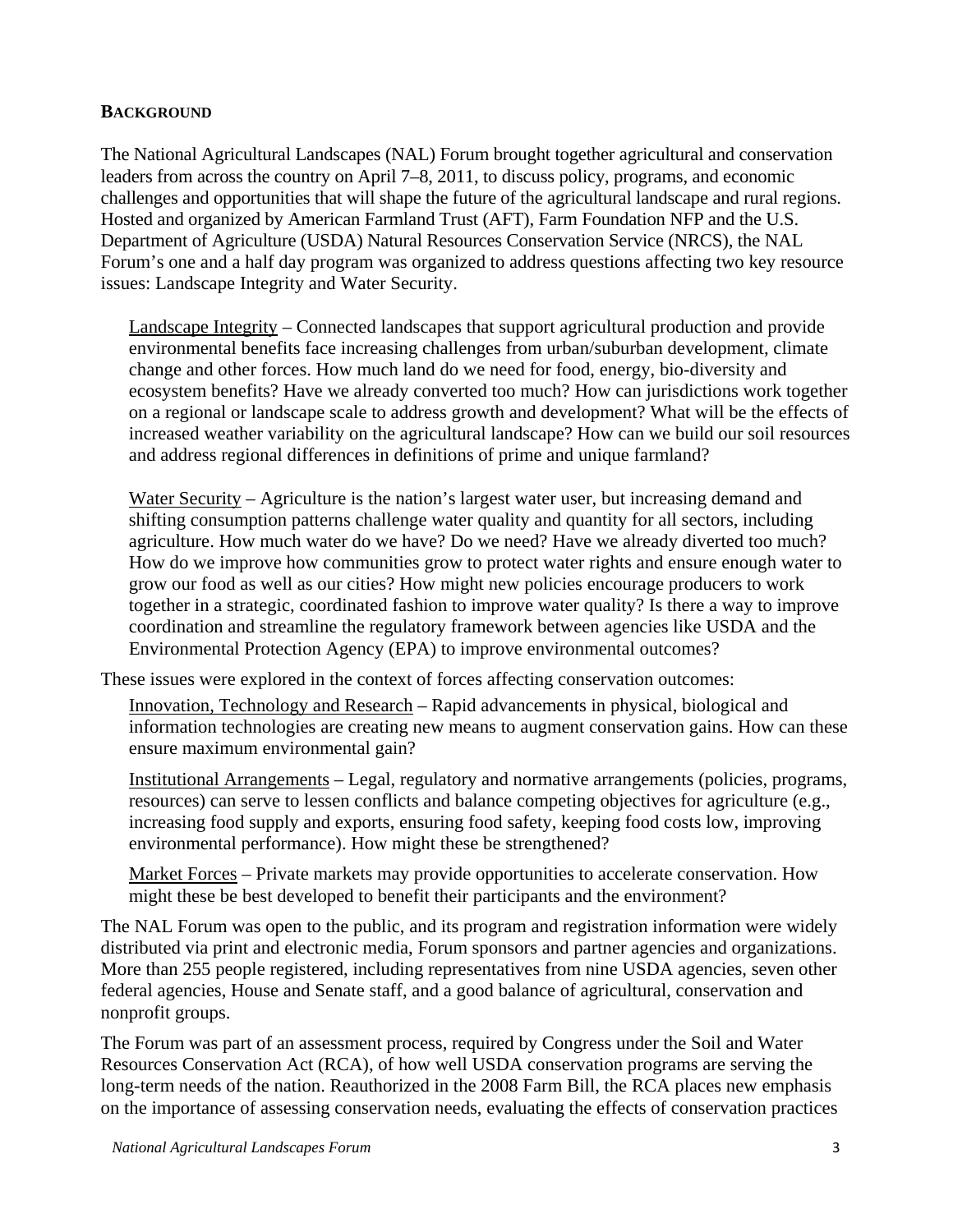## Background

The National Agricultural Landscapes (NAL) Forum brought together agricultural and conservation leaders from across the country on April 7–8, 2011, to discuss policy, programs, and economic challenges and opportunities that will shape the future of the agricultural landscape and rural regions. Hosted and organized by American Farmland Trust (AFT), Farm Foundation NFP and the U.S. Department of Agriculture (USDA) Natural Resources Conservation Service (NRCS), the NAL Forum's one and a half day program was organized to address questions affecting two key resource issues: Landscape Integrity and Water Security.

> Landscape Integrity – Connected landscapes that support agricultural production and provide environmental benefits face increasing challenges from urban/suburban development, climate change and other forces. How much land do we need for food, energy, bio-diversity and ecosystem benefits? Have we already converted too much? How can jurisdictions work together on a regional or landscape scale to address growth and development? What will be the effects of increased weather variability on the agricultural landscape? How can we build our soil resources and address regional differences in definitions of prime and unique farmland?
>
> Water Security – Agriculture is the nation's largest water user, but increasing demand and shifting consumption patterns challenge water quality and quantity for all sectors, including agriculture. How much water do we have? Do we need? Have we already diverted too much? How do we improve how communities grow to protect water rights and ensure enough water to grow our food as well as our cities? How might new policies encourage producers to work together in a strategic, coordinated fashion to improve water quality? Is there a way to improve coordination and streamline the regulatory framework between agencies like USDA and the Environmental Protection Agency (EPA) to improve environmental outcomes?

These issues were explored in the context of forces affecting conservation outcomes:

> Innovation, Technology and Research – Rapid advancements in physical, biological and information technologies are creating new means to augment conservation gains. How can these ensure maximum environmental gain?
>
> Institutional Arrangements – Legal, regulatory and normative arrangements (policies, programs, resources) can serve to lessen conflicts and balance competing objectives for agriculture (e.g., increasing food supply and exports, ensuring food safety, keeping food costs low, improving environmental performance). How might these be strengthened?
>
> Market Forces – Private markets may provide opportunities to accelerate conservation. How might these be best developed to benefit their participants and the environment?

The NAL Forum was open to the public, and its program and registration information were widely distributed via print and electronic media, Forum sponsors and partner agencies and organizations. More than 255 people registered, including representatives from nine USDA agencies, seven other federal agencies, House and Senate staff, and a good balance of agricultural, conservation and nonprofit groups.

The Forum was part of an assessment process, required by Congress under the Soil and Water Resources Conservation Act (RCA), of how well USDA conservation programs are serving the long-term needs of the nation. Reauthorized in the 2008 Farm Bill, the RCA places new emphasis on the importance of assessing conservation needs, evaluating the effects of conservation practices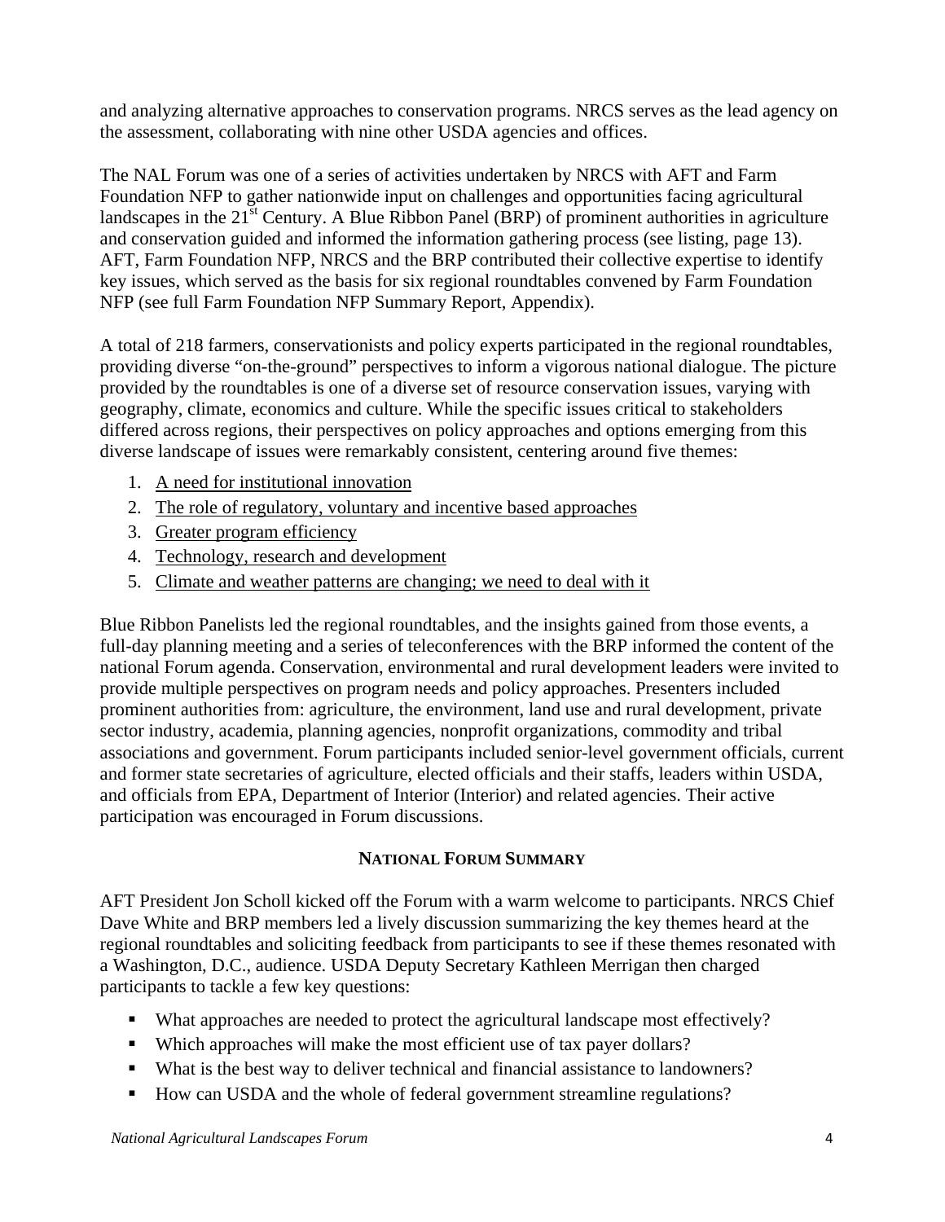and analyzing alternative approaches to conservation programs. NRCS serves as the lead agency on the assessment, collaborating with nine other USDA agencies and offices.

The NAL Forum was one of a series of activities undertaken by NRCS with AFT and Farm Foundation NFP to gather nationwide input on challenges and opportunities facing agricultural landscapes in the 21st Century. A Blue Ribbon Panel (BRP) of prominent authorities in agriculture and conservation guided and informed the information gathering process (see listing, page 13). AFT, Farm Foundation NFP, NRCS and the BRP contributed their collective expertise to identify key issues, which served as the basis for six regional roundtables convened by Farm Foundation NFP (see full Farm Foundation NFP Summary Report, Appendix).

A total of 218 farmers, conservationists and policy experts participated in the regional roundtables, providing diverse "on-the-ground" perspectives to inform a vigorous national dialogue. The picture provided by the roundtables is one of a diverse set of resource conservation issues, varying with geography, climate, economics and culture. While the specific issues critical to stakeholders differed across regions, their perspectives on policy approaches and options emerging from this diverse landscape of issues were remarkably consistent, centering around five themes:

1. A need for institutional innovation
2. The role of regulatory, voluntary and incentive based approaches
3. Greater program efficiency
4. Technology, research and development
5. Climate and weather patterns are changing; we need to deal with it

Blue Ribbon Panelists led the regional roundtables, and the insights gained from those events, a full-day planning meeting and a series of teleconferences with the BRP informed the content of the national Forum agenda. Conservation, environmental and rural development leaders were invited to provide multiple perspectives on program needs and policy approaches. Presenters included prominent authorities from: agriculture, the environment, land use and rural development, private sector industry, academia, planning agencies, nonprofit organizations, commodity and tribal associations and government. Forum participants included senior-level government officials, current and former state secretaries of agriculture, elected officials and their staffs, leaders within USDA, and officials from EPA, Department of Interior (Interior) and related agencies. Their active participation was encouraged in Forum discussions.

## NATIONAL FORUM SUMMARY

AFT President Jon Scholl kicked off the Forum with a warm welcome to participants. NRCS Chief Dave White and BRP members led a lively discussion summarizing the key themes heard at the regional roundtables and soliciting feedback from participants to see if these themes resonated with a Washington, D.C., audience. USDA Deputy Secretary Kathleen Merrigan then charged participants to tackle a few key questions:

- What approaches are needed to protect the agricultural landscape most effectively?
- Which approaches will make the most efficient use of tax payer dollars?
- What is the best way to deliver technical and financial assistance to landowners?
- How can USDA and the whole of federal government streamline regulations?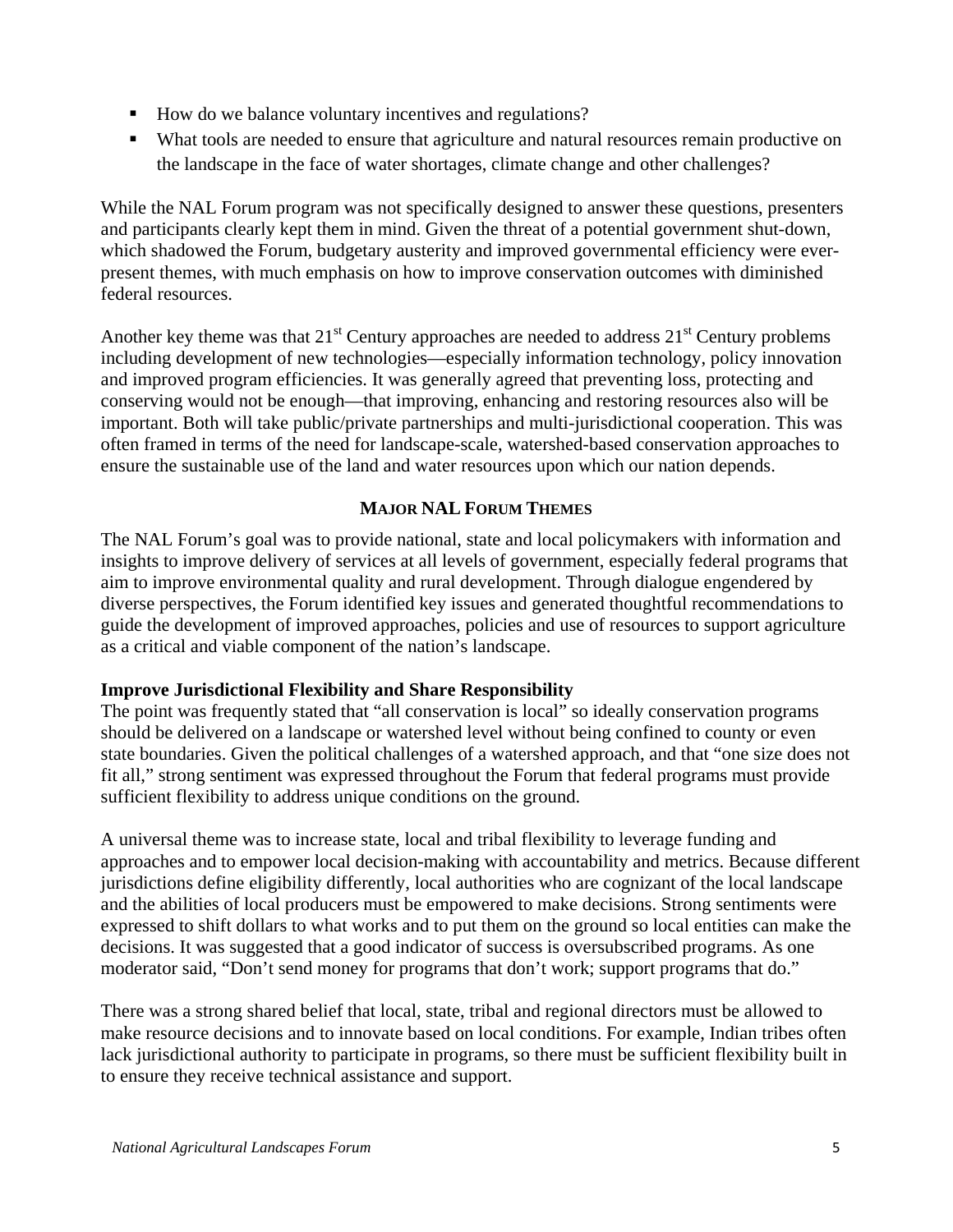- How do we balance voluntary incentives and regulations?
- What tools are needed to ensure that agriculture and natural resources remain productive on the landscape in the face of water shortages, climate change and other challenges?

While the NAL Forum program was not specifically designed to answer these questions, presenters and participants clearly kept them in mind. Given the threat of a potential government shut-down, which shadowed the Forum, budgetary austerity and improved governmental efficiency were ever-present themes, with much emphasis on how to improve conservation outcomes with diminished federal resources.

Another key theme was that 21st Century approaches are needed to address 21st Century problems including development of new technologies—especially information technology, policy innovation and improved program efficiencies. It was generally agreed that preventing loss, protecting and conserving would not be enough—that improving, enhancing and restoring resources also will be important. Both will take public/private partnerships and multi-jurisdictional cooperation. This was often framed in terms of the need for landscape-scale, watershed-based conservation approaches to ensure the sustainable use of the land and water resources upon which our nation depends.

## MAJOR NAL FORUM THEMES

The NAL Forum's goal was to provide national, state and local policymakers with information and insights to improve delivery of services at all levels of government, especially federal programs that aim to improve environmental quality and rural development. Through dialogue engendered by diverse perspectives, the Forum identified key issues and generated thoughtful recommendations to guide the development of improved approaches, policies and use of resources to support agriculture as a critical and viable component of the nation's landscape.

### Improve Jurisdictional Flexibility and Share Responsibility

The point was frequently stated that "all conservation is local" so ideally conservation programs should be delivered on a landscape or watershed level without being confined to county or even state boundaries. Given the political challenges of a watershed approach, and that "one size does not fit all," strong sentiment was expressed throughout the Forum that federal programs must provide sufficient flexibility to address unique conditions on the ground.

A universal theme was to increase state, local and tribal flexibility to leverage funding and approaches and to empower local decision-making with accountability and metrics. Because different jurisdictions define eligibility differently, local authorities who are cognizant of the local landscape and the abilities of local producers must be empowered to make decisions. Strong sentiments were expressed to shift dollars to what works and to put them on the ground so local entities can make the decisions. It was suggested that a good indicator of success is oversubscribed programs. As one moderator said, "Don't send money for programs that don't work; support programs that do."

There was a strong shared belief that local, state, tribal and regional directors must be allowed to make resource decisions and to innovate based on local conditions. For example, Indian tribes often lack jurisdictional authority to participate in programs, so there must be sufficient flexibility built in to ensure they receive technical assistance and support.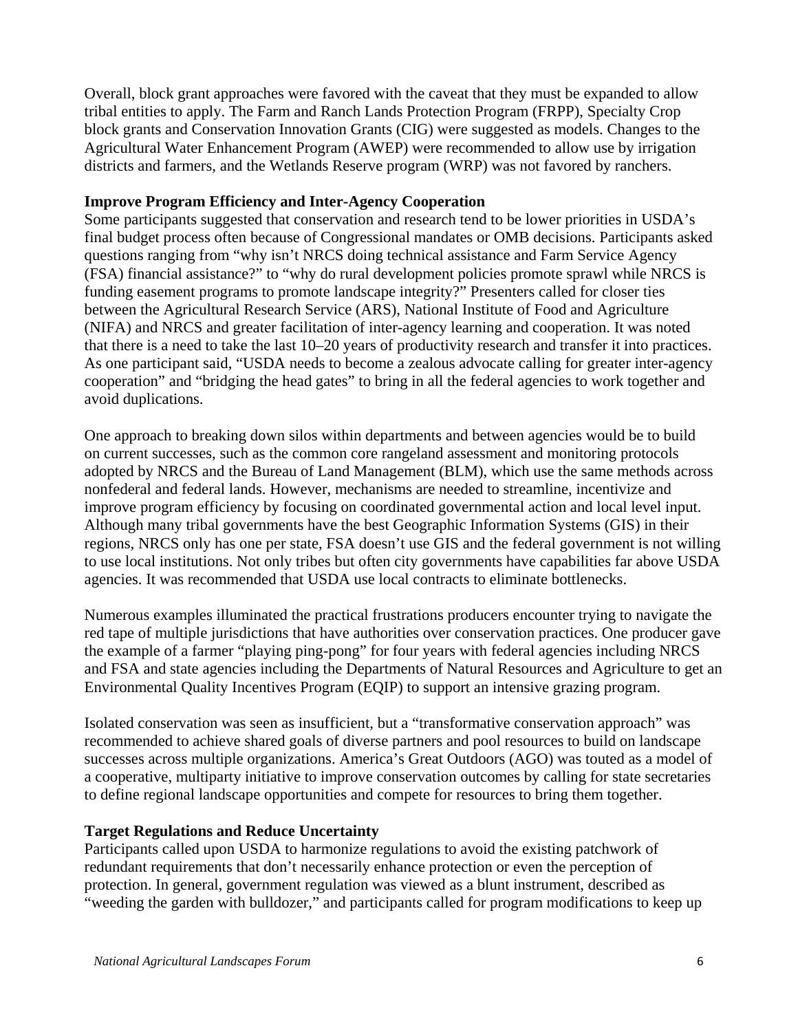Overall, block grant approaches were favored with the caveat that they must be expanded to allow tribal entities to apply. The Farm and Ranch Lands Protection Program (FRPP), Specialty Crop block grants and Conservation Innovation Grants (CIG) were suggested as models. Changes to the Agricultural Water Enhancement Program (AWEP) were recommended to allow use by irrigation districts and farmers, and the Wetlands Reserve program (WRP) was not favored by ranchers.

**Improve Program Efficiency and Inter-Agency Cooperation**

Some participants suggested that conservation and research tend to be lower priorities in USDA's final budget process often because of Congressional mandates or OMB decisions. Participants asked questions ranging from "why isn't NRCS doing technical assistance and Farm Service Agency (FSA) financial assistance?" to "why do rural development policies promote sprawl while NRCS is funding easement programs to promote landscape integrity?" Presenters called for closer ties between the Agricultural Research Service (ARS), National Institute of Food and Agriculture (NIFA) and NRCS and greater facilitation of inter-agency learning and cooperation. It was noted that there is a need to take the last 10–20 years of productivity research and transfer it into practices. As one participant said, "USDA needs to become a zealous advocate calling for greater inter-agency cooperation" and "bridging the head gates" to bring in all the federal agencies to work together and avoid duplications.

One approach to breaking down silos within departments and between agencies would be to build on current successes, such as the common core rangeland assessment and monitoring protocols adopted by NRCS and the Bureau of Land Management (BLM), which use the same methods across nonfederal and federal lands. However, mechanisms are needed to streamline, incentivize and improve program efficiency by focusing on coordinated governmental action and local level input. Although many tribal governments have the best Geographic Information Systems (GIS) in their regions, NRCS only has one per state, FSA doesn't use GIS and the federal government is not willing to use local institutions. Not only tribes but often city governments have capabilities far above USDA agencies. It was recommended that USDA use local contracts to eliminate bottlenecks.

Numerous examples illuminated the practical frustrations producers encounter trying to navigate the red tape of multiple jurisdictions that have authorities over conservation practices. One producer gave the example of a farmer "playing ping-pong" for four years with federal agencies including NRCS and FSA and state agencies including the Departments of Natural Resources and Agriculture to get an Environmental Quality Incentives Program (EQIP) to support an intensive grazing program.

Isolated conservation was seen as insufficient, but a "transformative conservation approach" was recommended to achieve shared goals of diverse partners and pool resources to build on landscape successes across multiple organizations. America's Great Outdoors (AGO) was touted as a model of a cooperative, multiparty initiative to improve conservation outcomes by calling for state secretaries to define regional landscape opportunities and compete for resources to bring them together.

**Target Regulations and Reduce Uncertainty**

Participants called upon USDA to harmonize regulations to avoid the existing patchwork of redundant requirements that don't necessarily enhance protection or even the perception of protection. In general, government regulation was viewed as a blunt instrument, described as "weeding the garden with bulldozer," and participants called for program modifications to keep up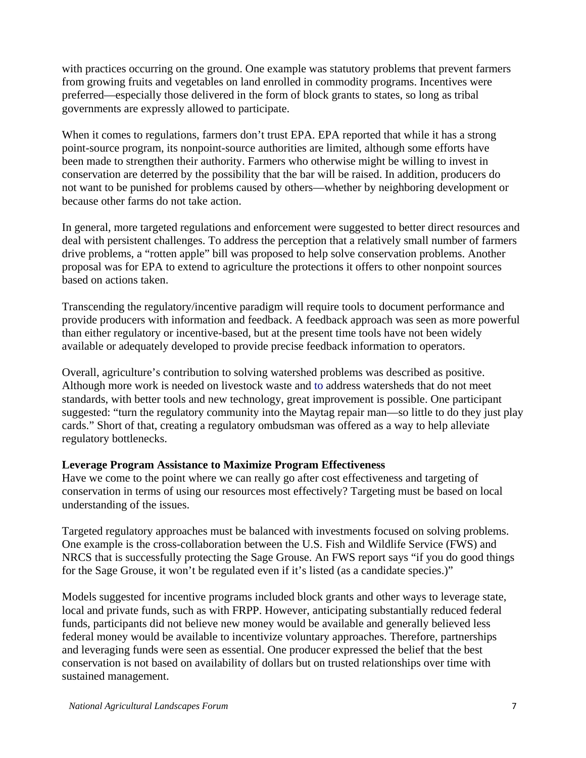with practices occurring on the ground. One example was statutory problems that prevent farmers from growing fruits and vegetables on land enrolled in commodity programs. Incentives were preferred—especially those delivered in the form of block grants to states, so long as tribal governments are expressly allowed to participate.

When it comes to regulations, farmers don't trust EPA. EPA reported that while it has a strong point-source program, its nonpoint-source authorities are limited, although some efforts have been made to strengthen their authority. Farmers who otherwise might be willing to invest in conservation are deterred by the possibility that the bar will be raised. In addition, producers do not want to be punished for problems caused by others—whether by neighboring development or because other farms do not take action.

In general, more targeted regulations and enforcement were suggested to better direct resources and deal with persistent challenges. To address the perception that a relatively small number of farmers drive problems, a "rotten apple" bill was proposed to help solve conservation problems. Another proposal was for EPA to extend to agriculture the protections it offers to other nonpoint sources based on actions taken.

Transcending the regulatory/incentive paradigm will require tools to document performance and provide producers with information and feedback. A feedback approach was seen as more powerful than either regulatory or incentive-based, but at the present time tools have not been widely available or adequately developed to provide precise feedback information to operators.

Overall, agriculture's contribution to solving watershed problems was described as positive. Although more work is needed on livestock waste and to address watersheds that do not meet standards, with better tools and new technology, great improvement is possible. One participant suggested: "turn the regulatory community into the Maytag repair man—so little to do they just play cards." Short of that, creating a regulatory ombudsman was offered as a way to help alleviate regulatory bottlenecks.

**Leverage Program Assistance to Maximize Program Effectiveness**

Have we come to the point where we can really go after cost effectiveness and targeting of conservation in terms of using our resources most effectively? Targeting must be based on local understanding of the issues.

Targeted regulatory approaches must be balanced with investments focused on solving problems. One example is the cross-collaboration between the U.S. Fish and Wildlife Service (FWS) and NRCS that is successfully protecting the Sage Grouse. An FWS report says "if you do good things for the Sage Grouse, it won't be regulated even if it's listed (as a candidate species.)"

Models suggested for incentive programs included block grants and other ways to leverage state, local and private funds, such as with FRPP. However, anticipating substantially reduced federal funds, participants did not believe new money would be available and generally believed less federal money would be available to incentivize voluntary approaches. Therefore, partnerships and leveraging funds were seen as essential. One producer expressed the belief that the best conservation is not based on availability of dollars but on trusted relationships over time with sustained management.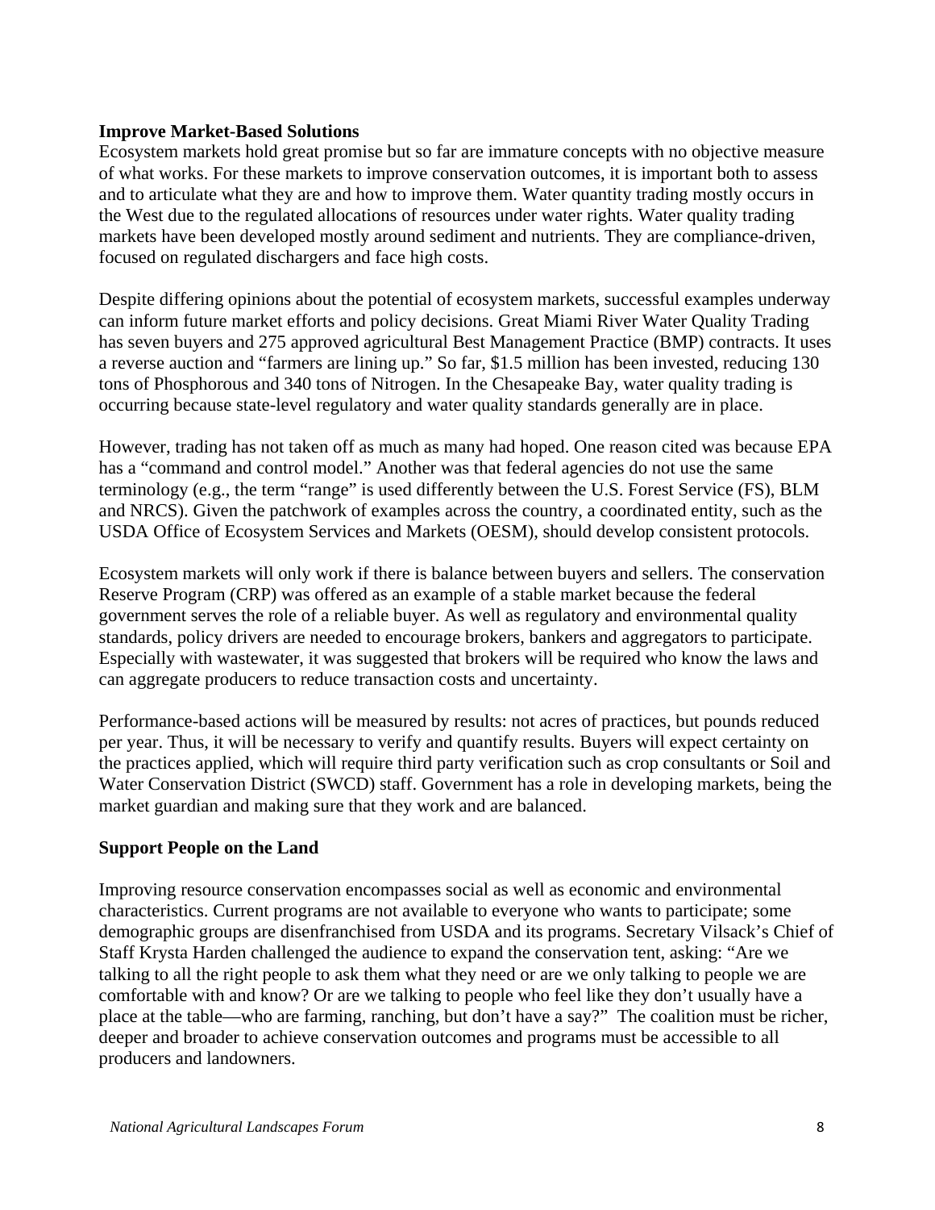**Improve Market-Based Solutions**

Ecosystem markets hold great promise but so far are immature concepts with no objective measure of what works. For these markets to improve conservation outcomes, it is important both to assess and to articulate what they are and how to improve them. Water quantity trading mostly occurs in the West due to the regulated allocations of resources under water rights. Water quality trading markets have been developed mostly around sediment and nutrients. They are compliance-driven, focused on regulated dischargers and face high costs.

Despite differing opinions about the potential of ecosystem markets, successful examples underway can inform future market efforts and policy decisions. Great Miami River Water Quality Trading has seven buyers and 275 approved agricultural Best Management Practice (BMP) contracts. It uses a reverse auction and "farmers are lining up." So far, $1.5 million has been invested, reducing 130 tons of Phosphorous and 340 tons of Nitrogen. In the Chesapeake Bay, water quality trading is occurring because state-level regulatory and water quality standards generally are in place.

However, trading has not taken off as much as many had hoped. One reason cited was because EPA has a "command and control model." Another was that federal agencies do not use the same terminology (e.g., the term "range" is used differently between the U.S. Forest Service (FS), BLM and NRCS). Given the patchwork of examples across the country, a coordinated entity, such as the USDA Office of Ecosystem Services and Markets (OESM), should develop consistent protocols.

Ecosystem markets will only work if there is balance between buyers and sellers. The conservation Reserve Program (CRP) was offered as an example of a stable market because the federal government serves the role of a reliable buyer. As well as regulatory and environmental quality standards, policy drivers are needed to encourage brokers, bankers and aggregators to participate. Especially with wastewater, it was suggested that brokers will be required who know the laws and can aggregate producers to reduce transaction costs and uncertainty.

Performance-based actions will be measured by results: not acres of practices, but pounds reduced per year. Thus, it will be necessary to verify and quantify results. Buyers will expect certainty on the practices applied, which will require third party verification such as crop consultants or Soil and Water Conservation District (SWCD) staff. Government has a role in developing markets, being the market guardian and making sure that they work and are balanced.

**Support People on the Land**

Improving resource conservation encompasses social as well as economic and environmental characteristics. Current programs are not available to everyone who wants to participate; some demographic groups are disenfranchised from USDA and its programs. Secretary Vilsack's Chief of Staff Krysta Harden challenged the audience to expand the conservation tent, asking: "Are we talking to all the right people to ask them what they need or are we only talking to people we are comfortable with and know? Or are we talking to people who feel like they don't usually have a place at the table—who are farming, ranching, but don't have a say?" The coalition must be richer, deeper and broader to achieve conservation outcomes and programs must be accessible to all producers and landowners.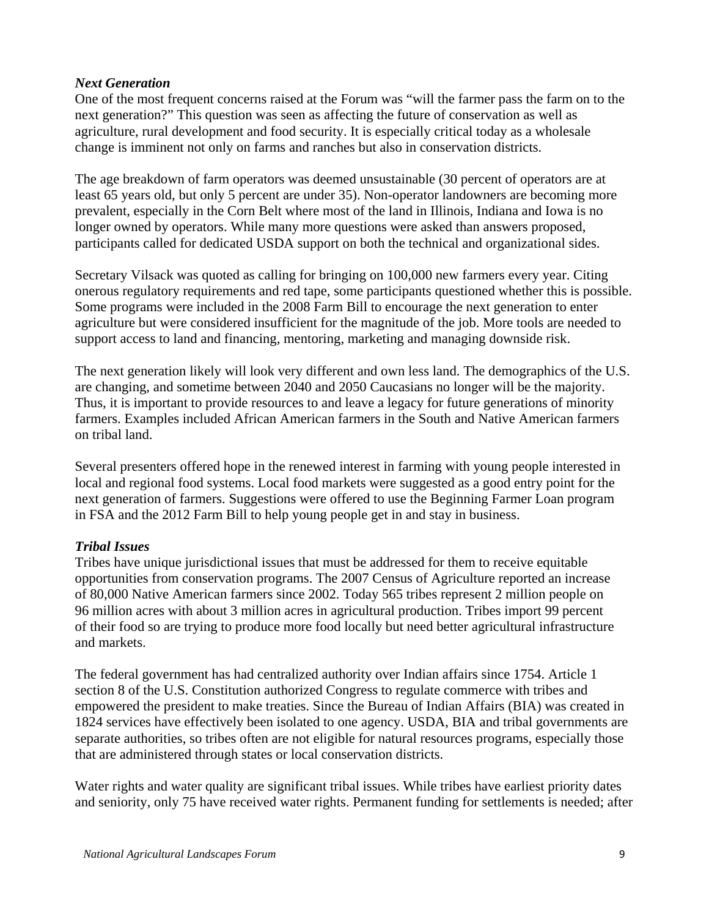### *Next Generation*

One of the most frequent concerns raised at the Forum was "will the farmer pass the farm on to the next generation?" This question was seen as affecting the future of conservation as well as agriculture, rural development and food security. It is especially critical today as a wholesale change is imminent not only on farms and ranches but also in conservation districts.

The age breakdown of farm operators was deemed unsustainable (30 percent of operators are at least 65 years old, but only 5 percent are under 35). Non-operator landowners are becoming more prevalent, especially in the Corn Belt where most of the land in Illinois, Indiana and Iowa is no longer owned by operators. While many more questions were asked than answers proposed, participants called for dedicated USDA support on both the technical and organizational sides.

Secretary Vilsack was quoted as calling for bringing on 100,000 new farmers every year. Citing onerous regulatory requirements and red tape, some participants questioned whether this is possible. Some programs were included in the 2008 Farm Bill to encourage the next generation to enter agriculture but were considered insufficient for the magnitude of the job. More tools are needed to support access to land and financing, mentoring, marketing and managing downside risk.

The next generation likely will look very different and own less land. The demographics of the U.S. are changing, and sometime between 2040 and 2050 Caucasians no longer will be the majority. Thus, it is important to provide resources to and leave a legacy for future generations of minority farmers. Examples included African American farmers in the South and Native American farmers on tribal land.

Several presenters offered hope in the renewed interest in farming with young people interested in local and regional food systems. Local food markets were suggested as a good entry point for the next generation of farmers. Suggestions were offered to use the Beginning Farmer Loan program in FSA and the 2012 Farm Bill to help young people get in and stay in business.

### *Tribal Issues*

Tribes have unique jurisdictional issues that must be addressed for them to receive equitable opportunities from conservation programs. The 2007 Census of Agriculture reported an increase of 80,000 Native American farmers since 2002. Today 565 tribes represent 2 million people on 96 million acres with about 3 million acres in agricultural production. Tribes import 99 percent of their food so are trying to produce more food locally but need better agricultural infrastructure and markets.

The federal government has had centralized authority over Indian affairs since 1754. Article 1 section 8 of the U.S. Constitution authorized Congress to regulate commerce with tribes and empowered the president to make treaties. Since the Bureau of Indian Affairs (BIA) was created in 1824 services have effectively been isolated to one agency. USDA, BIA and tribal governments are separate authorities, so tribes often are not eligible for natural resources programs, especially those that are administered through states or local conservation districts.

Water rights and water quality are significant tribal issues. While tribes have earliest priority dates and seniority, only 75 have received water rights. Permanent funding for settlements is needed; after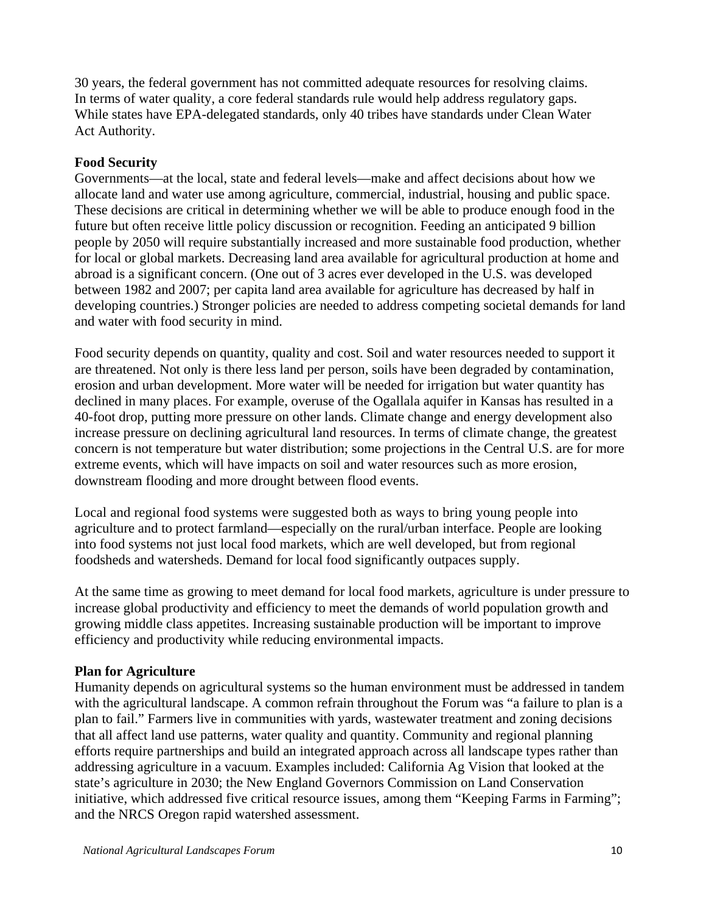30 years, the federal government has not committed adequate resources for resolving claims. In terms of water quality, a core federal standards rule would help address regulatory gaps. While states have EPA-delegated standards, only 40 tribes have standards under Clean Water Act Authority.

**Food Security**

Governments—at the local, state and federal levels—make and affect decisions about how we allocate land and water use among agriculture, commercial, industrial, housing and public space. These decisions are critical in determining whether we will be able to produce enough food in the future but often receive little policy discussion or recognition. Feeding an anticipated 9 billion people by 2050 will require substantially increased and more sustainable food production, whether for local or global markets. Decreasing land area available for agricultural production at home and abroad is a significant concern. (One out of 3 acres ever developed in the U.S. was developed between 1982 and 2007; per capita land area available for agriculture has decreased by half in developing countries.) Stronger policies are needed to address competing societal demands for land and water with food security in mind.

Food security depends on quantity, quality and cost. Soil and water resources needed to support it are threatened. Not only is there less land per person, soils have been degraded by contamination, erosion and urban development. More water will be needed for irrigation but water quantity has declined in many places. For example, overuse of the Ogallala aquifer in Kansas has resulted in a 40-foot drop, putting more pressure on other lands. Climate change and energy development also increase pressure on declining agricultural land resources. In terms of climate change, the greatest concern is not temperature but water distribution; some projections in the Central U.S. are for more extreme events, which will have impacts on soil and water resources such as more erosion, downstream flooding and more drought between flood events.

Local and regional food systems were suggested both as ways to bring young people into agriculture and to protect farmland—especially on the rural/urban interface. People are looking into food systems not just local food markets, which are well developed, but from regional foodsheds and watersheds. Demand for local food significantly outpaces supply.

At the same time as growing to meet demand for local food markets, agriculture is under pressure to increase global productivity and efficiency to meet the demands of world population growth and growing middle class appetites. Increasing sustainable production will be important to improve efficiency and productivity while reducing environmental impacts.

**Plan for Agriculture**

Humanity depends on agricultural systems so the human environment must be addressed in tandem with the agricultural landscape. A common refrain throughout the Forum was "a failure to plan is a plan to fail." Farmers live in communities with yards, wastewater treatment and zoning decisions that all affect land use patterns, water quality and quantity. Community and regional planning efforts require partnerships and build an integrated approach across all landscape types rather than addressing agriculture in a vacuum. Examples included: California Ag Vision that looked at the state's agriculture in 2030; the New England Governors Commission on Land Conservation initiative, which addressed five critical resource issues, among them "Keeping Farms in Farming"; and the NRCS Oregon rapid watershed assessment.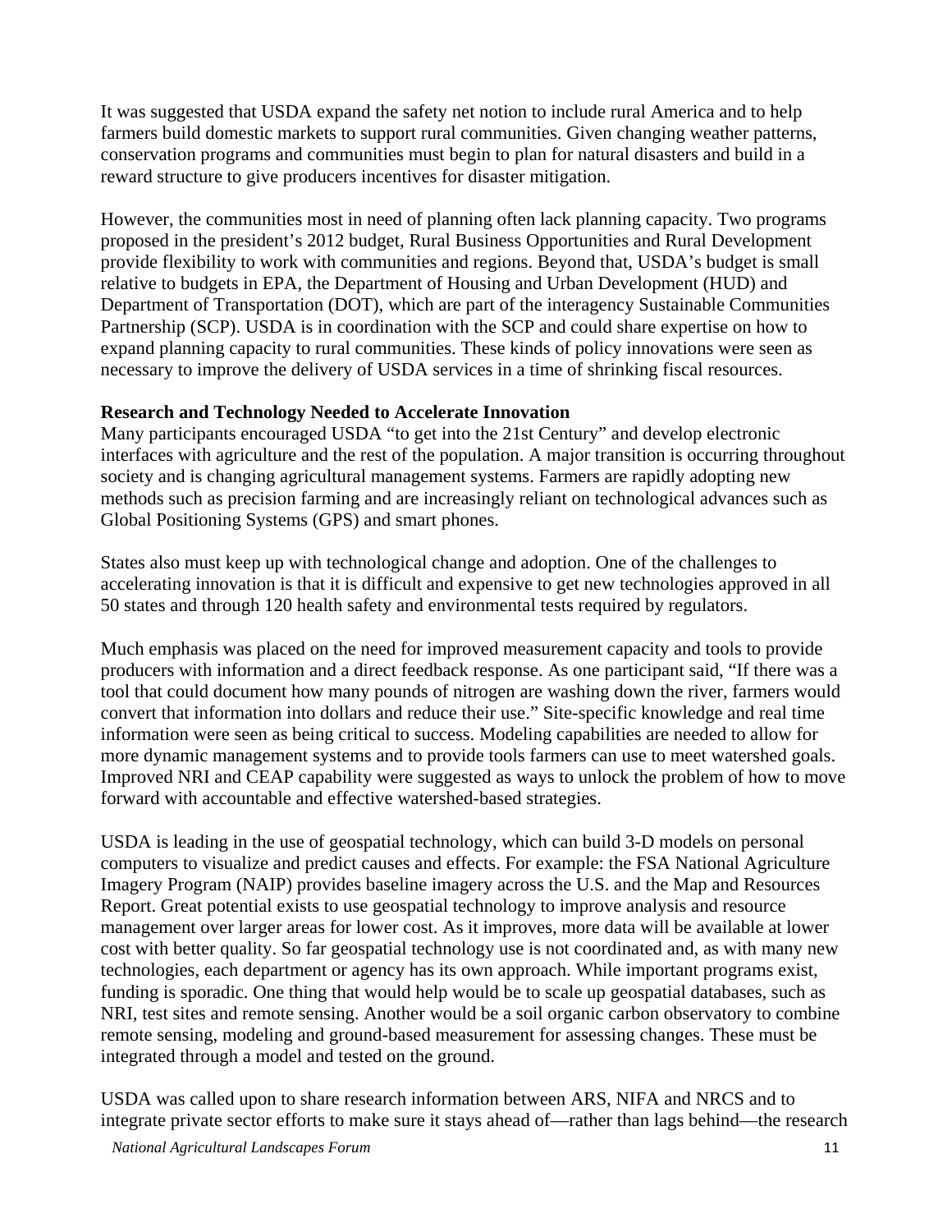It was suggested that USDA expand the safety net notion to include rural America and to help farmers build domestic markets to support rural communities. Given changing weather patterns, conservation programs and communities must begin to plan for natural disasters and build in a reward structure to give producers incentives for disaster mitigation.

However, the communities most in need of planning often lack planning capacity. Two programs proposed in the president's 2012 budget, Rural Business Opportunities and Rural Development provide flexibility to work with communities and regions. Beyond that, USDA's budget is small relative to budgets in EPA, the Department of Housing and Urban Development (HUD) and Department of Transportation (DOT), which are part of the interagency Sustainable Communities Partnership (SCP). USDA is in coordination with the SCP and could share expertise on how to expand planning capacity to rural communities. These kinds of policy innovations were seen as necessary to improve the delivery of USDA services in a time of shrinking fiscal resources.

**Research and Technology Needed to Accelerate Innovation**

Many participants encouraged USDA "to get into the 21st Century" and develop electronic interfaces with agriculture and the rest of the population. A major transition is occurring throughout society and is changing agricultural management systems. Farmers are rapidly adopting new methods such as precision farming and are increasingly reliant on technological advances such as Global Positioning Systems (GPS) and smart phones.

States also must keep up with technological change and adoption. One of the challenges to accelerating innovation is that it is difficult and expensive to get new technologies approved in all 50 states and through 120 health safety and environmental tests required by regulators.

Much emphasis was placed on the need for improved measurement capacity and tools to provide producers with information and a direct feedback response. As one participant said, "If there was a tool that could document how many pounds of nitrogen are washing down the river, farmers would convert that information into dollars and reduce their use." Site-specific knowledge and real time information were seen as being critical to success. Modeling capabilities are needed to allow for more dynamic management systems and to provide tools farmers can use to meet watershed goals. Improved NRI and CEAP capability were suggested as ways to unlock the problem of how to move forward with accountable and effective watershed-based strategies.

USDA is leading in the use of geospatial technology, which can build 3-D models on personal computers to visualize and predict causes and effects. For example: the FSA National Agriculture Imagery Program (NAIP) provides baseline imagery across the U.S. and the Map and Resources Report. Great potential exists to use geospatial technology to improve analysis and resource management over larger areas for lower cost. As it improves, more data will be available at lower cost with better quality. So far geospatial technology use is not coordinated and, as with many new technologies, each department or agency has its own approach. While important programs exist, funding is sporadic. One thing that would help would be to scale up geospatial databases, such as NRI, test sites and remote sensing. Another would be a soil organic carbon observatory to combine remote sensing, modeling and ground-based measurement for assessing changes. These must be integrated through a model and tested on the ground.

USDA was called upon to share research information between ARS, NIFA and NRCS and to integrate private sector efforts to make sure it stays ahead of—rather than lags behind—the research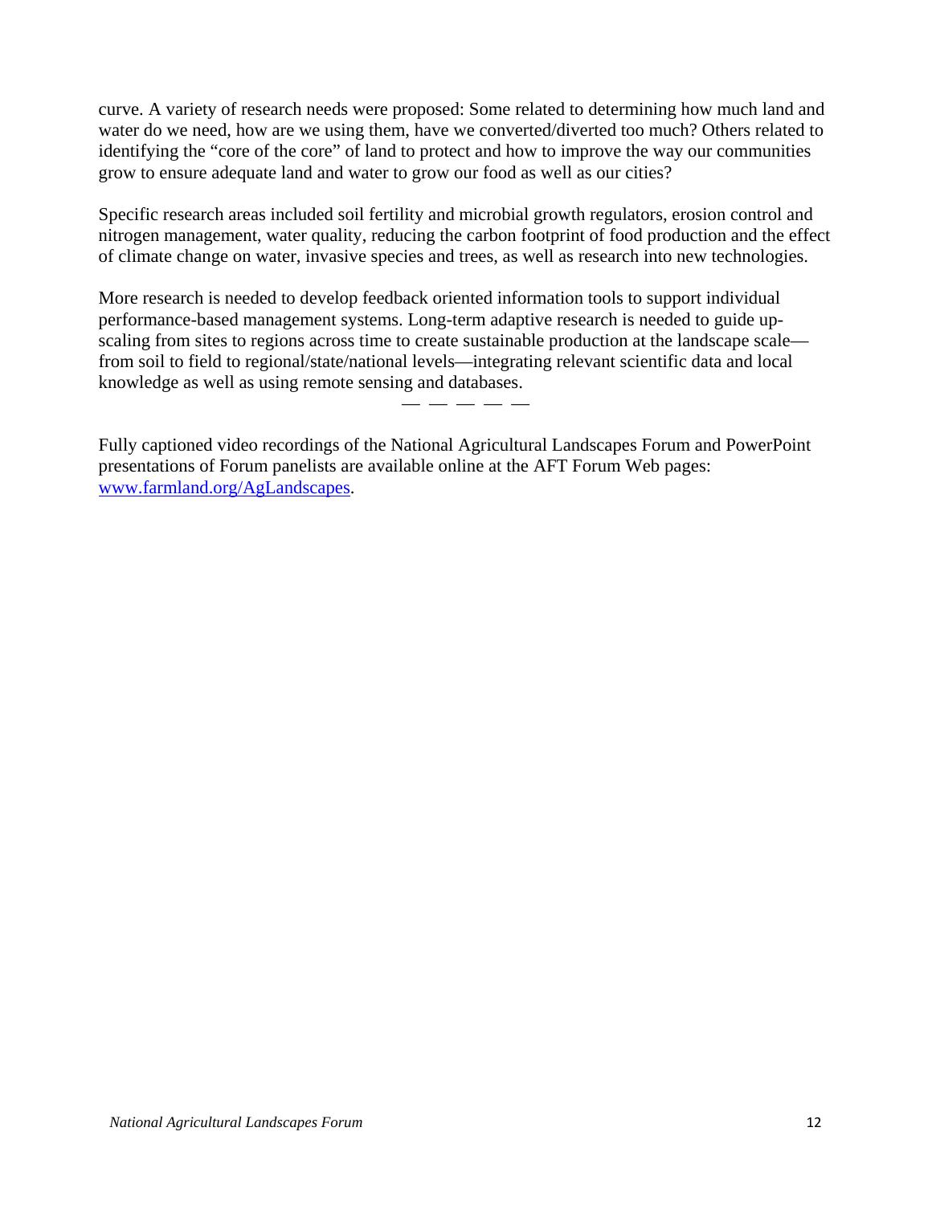curve. A variety of research needs were proposed: Some related to determining how much land and water do we need, how are we using them, have we converted/diverted too much? Others related to identifying the "core of the core" of land to protect and how to improve the way our communities grow to ensure adequate land and water to grow our food as well as our cities?

Specific research areas included soil fertility and microbial growth regulators, erosion control and nitrogen management, water quality, reducing the carbon footprint of food production and the effect of climate change on water, invasive species and trees, as well as research into new technologies.

More research is needed to develop feedback oriented information tools to support individual performance-based management systems. Long-term adaptive research is needed to guide up-scaling from sites to regions across time to create sustainable production at the landscape scale—from soil to field to regional/state/national levels—integrating relevant scientific data and local knowledge as well as using remote sensing and databases.

— — — — —

Fully captioned video recordings of the National Agricultural Landscapes Forum and PowerPoint presentations of Forum panelists are available online at the AFT Forum Web pages: [www.farmland.org/AgLandscapes](http://www.farmland.org/AgLandscapes).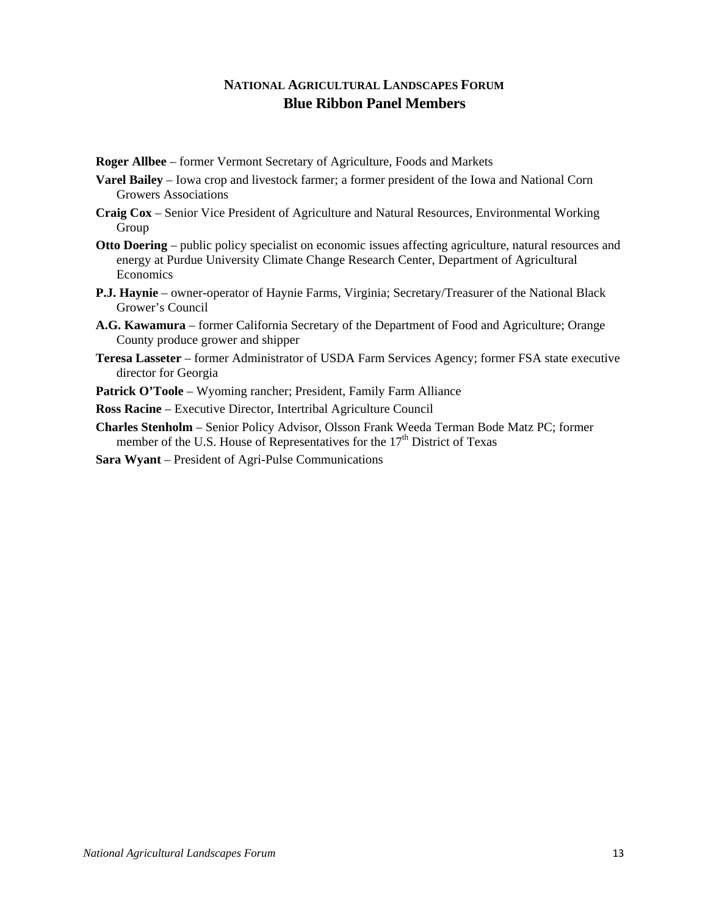## NATIONAL AGRICULTURAL LANDSCAPES FORUM
## Blue Ribbon Panel Members

**Roger Allbee** – former Vermont Secretary of Agriculture, Foods and Markets

**Varel Bailey** – Iowa crop and livestock farmer; a former president of the Iowa and National Corn Growers Associations

**Craig Cox** – Senior Vice President of Agriculture and Natural Resources, Environmental Working Group

**Otto Doering** – public policy specialist on economic issues affecting agriculture, natural resources and energy at Purdue University Climate Change Research Center, Department of Agricultural Economics

**P.J. Haynie** – owner-operator of Haynie Farms, Virginia; Secretary/Treasurer of the National Black Grower's Council

**A.G. Kawamura** – former California Secretary of the Department of Food and Agriculture; Orange County produce grower and shipper

**Teresa Lasseter** – former Administrator of USDA Farm Services Agency; former FSA state executive director for Georgia

**Patrick O'Toole** – Wyoming rancher; President, Family Farm Alliance

**Ross Racine** – Executive Director, Intertribal Agriculture Council

**Charles Stenholm** – Senior Policy Advisor, Olsson Frank Weeda Terman Bode Matz PC; former member of the U.S. House of Representatives for the 17th District of Texas

**Sara Wyant** – President of Agri-Pulse Communications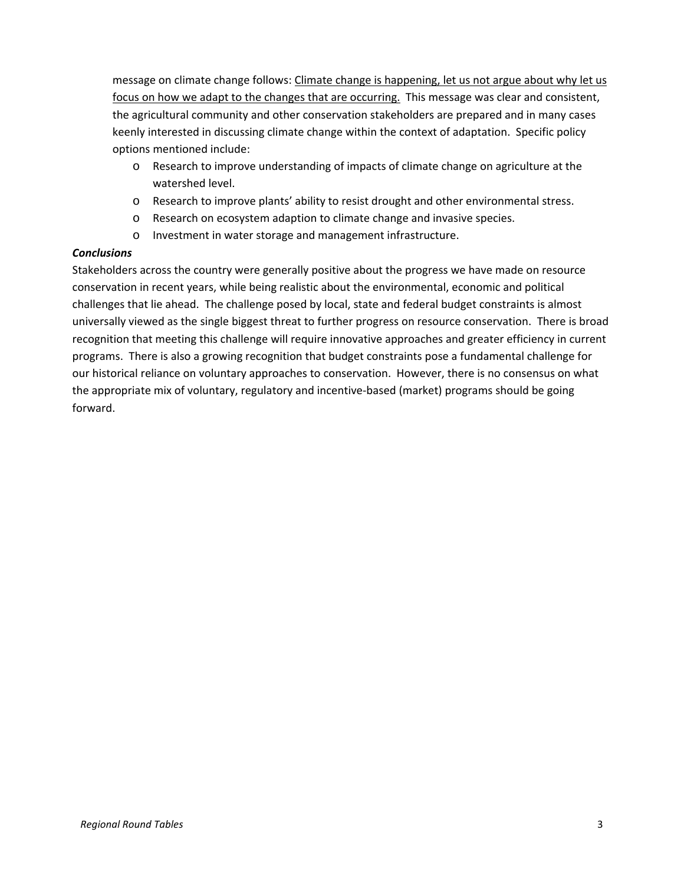message on climate change follows: <u>Climate change is happening, let us not argue about why let us focus on how we adapt to the changes that are occurring.</u> This message was clear and consistent, the agricultural community and other conservation stakeholders are prepared and in many cases keenly interested in discussing climate change within the context of adaptation. Specific policy options mentioned include:

- Research to improve understanding of impacts of climate change on agriculture at the watershed level.
- Research to improve plants' ability to resist drought and other environmental stress.
- Research on ecosystem adaption to climate change and invasive species.
- Investment in water storage and management infrastructure.

***Conclusions***

Stakeholders across the country were generally positive about the progress we have made on resource conservation in recent years, while being realistic about the environmental, economic and political challenges that lie ahead. The challenge posed by local, state and federal budget constraints is almost universally viewed as the single biggest threat to further progress on resource conservation. There is broad recognition that meeting this challenge will require innovative approaches and greater efficiency in current programs. There is also a growing recognition that budget constraints pose a fundamental challenge for our historical reliance on voluntary approaches to conservation. However, there is no consensus on what the appropriate mix of voluntary, regulatory and incentive-based (market) programs should be going forward.